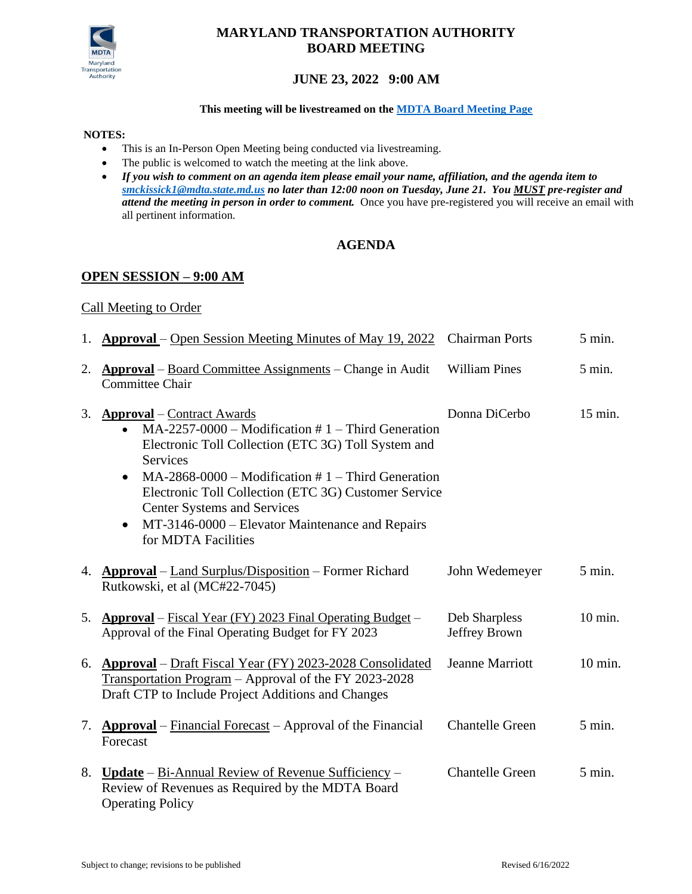# MARYLAND TRANSPORTATION AUTHORITY BOARD MEETING

## JUNE 23, 2022 9:00 AM

**This meeting will be livestreamed on the MDTA Board Meeting Page**

**NOTES:**

- This is an In-Person Open Meeting being conducted via livestreaming.
- The public is welcomed to watch the meeting at the link above.
- ***If you wish to comment on an agenda item please email your name, affiliation, and the agenda item to smckissick1@mdta.state.md.us no later than 12:00 noon on Tuesday, June 21. You MUST pre-register and attend the meeting in person in order to comment.*** Once you have pre-registered you will receive an email with all pertinent information.

## AGENDA

### OPEN SESSION – 9:00 AM

Call Meeting to Order

| | Item | Presenter | Time |
|---|---|---|---|
| 1. | **Approval** – Open Session Meeting Minutes of May 19, 2022 | Chairman Ports | 5 min. |
| 2. | **Approval** – Board Committee Assignments – Change in Audit Committee Chair | William Pines | 5 min. |
| 3. | **Approval** – Contract Awards<br>• MA-2257-0000 – Modification # 1 – Third Generation Electronic Toll Collection (ETC 3G) Toll System and Services<br>• MA-2868-0000 – Modification # 1 – Third Generation Electronic Toll Collection (ETC 3G) Customer Service Center Systems and Services<br>• MT-3146-0000 – Elevator Maintenance and Repairs for MDTA Facilities | Donna DiCerbo | 15 min. |
| 4. | **Approval** – Land Surplus/Disposition – Former Richard Rutkowski, et al (MC#22-7045) | John Wedemeyer | 5 min. |
| 5. | **Approval** – Fiscal Year (FY) 2023 Final Operating Budget – Approval of the Final Operating Budget for FY 2023 | Deb Sharpless<br>Jeffrey Brown | 10 min. |
| 6. | **Approval** – Draft Fiscal Year (FY) 2023-2028 Consolidated Transportation Program – Approval of the FY 2023-2028 Draft CTP to Include Project Additions and Changes | Jeanne Marriott | 10 min. |
| 7. | **Approval** – Financial Forecast – Approval of the Financial Forecast | Chantelle Green | 5 min. |
| 8. | **Update** – Bi-Annual Review of Revenue Sufficiency – Review of Revenues as Required by the MDTA Board Operating Policy | Chantelle Green | 5 min. |

Subject to change; revisions to be published

Revised 6/16/2022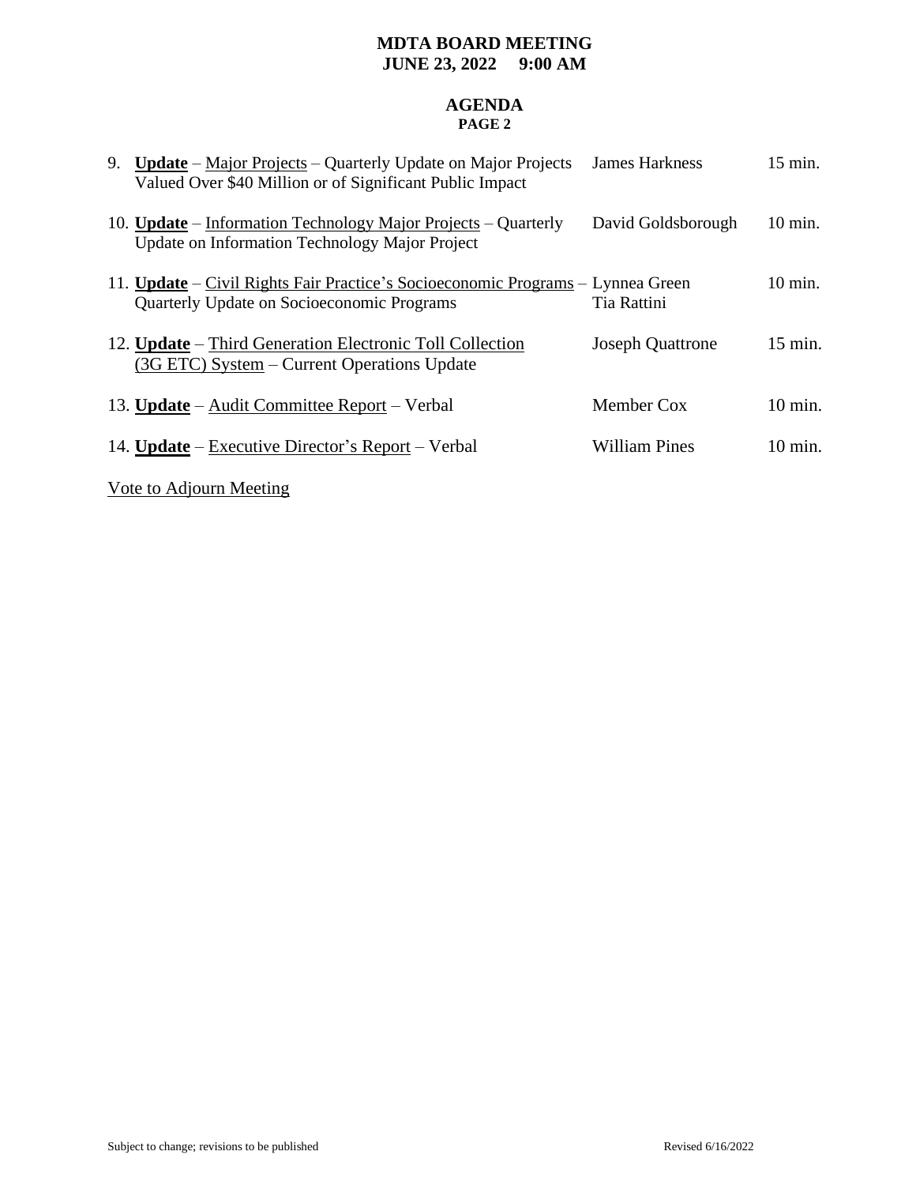**MDTA BOARD MEETING**
**JUNE 23, 2022 9:00 AM**

**AGENDA**
**PAGE 2**

| | | | |
|---|---|---|---|
| 9. | **Update** – Major Projects – Quarterly Update on Major Projects Valued Over $40 Million or of Significant Public Impact | James Harkness | 15 min. |
| 10. | **Update** – Information Technology Major Projects – Quarterly Update on Information Technology Major Project | David Goldsborough | 10 min. |
| 11. | **Update** – Civil Rights Fair Practice's Socioeconomic Programs – Quarterly Update on Socioeconomic Programs | Lynnea Green Tia Rattini | 10 min. |
| 12. | **Update** – Third Generation Electronic Toll Collection (3G ETC) System – Current Operations Update | Joseph Quattrone | 15 min. |
| 13. | **Update** – Audit Committee Report – Verbal | Member Cox | 10 min. |
| 14. | **Update** – Executive Director's Report – Verbal | William Pines | 10 min. |

Vote to Adjourn Meeting

Subject to change; revisions to be published

Revised 6/16/2022